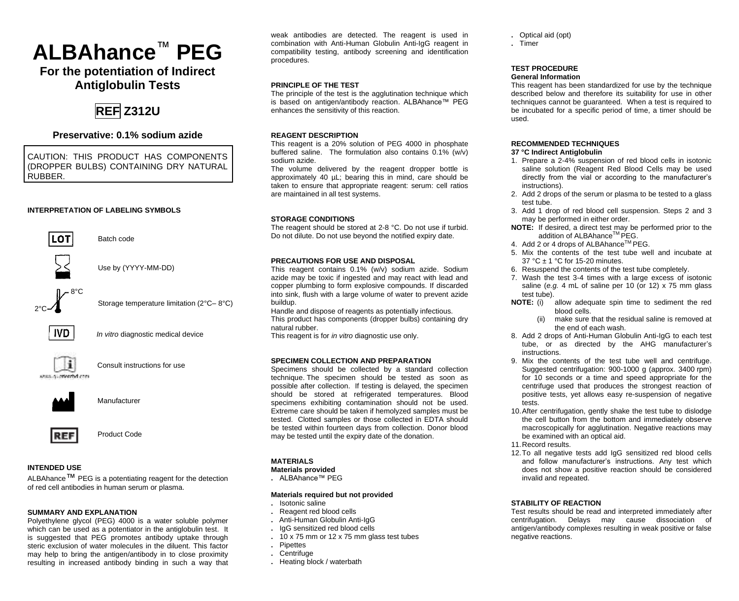# ALBAhance™ PEG

## For the potentiation of Indirect Antiglobulin Tests

**REF Z312U**

**Preservative: 0.1% sodium azide**

CAUTION: THIS PRODUCT HAS COMPONENTS (DROPPER BULBS) CONTAINING DRY NATURAL RUBBER.

### INTERPRETATION OF LABELING SYMBOLS

| | |
|---|---|
| LOT | Batch code |
| | Use by (YYYY-MM-DD) |
| 2°C – 8°C | Storage temperature limitation (2°C– 8°C) |
| IVD | *In vitro* diagnostic medical device |
| | Consult instructions for use |
| | Manufacturer |
| REF | Product Code |

### INTENDED USE

ALBAhance™ PEG is a potentiating reagent for the detection of red cell antibodies in human serum or plasma.

### SUMMARY AND EXPLANATION

Polyethylene glycol (PEG) 4000 is a water soluble polymer which can be used as a potentiator in the antiglobulin test. It is suggested that PEG promotes antibody uptake through steric exclusion of water molecules in the diluent. This factor may help to bring the antigen/antibody in to close proximity resulting in increased antibody binding in such a way that weak antibodies are detected. The reagent is used in combination with Anti-Human Globulin Anti-IgG reagent in compatibility testing, antibody screening and identification procedures.

### PRINCIPLE OF THE TEST

The principle of the test is the agglutination technique which is based on antigen/antibody reaction. ALBAhance™ PEG enhances the sensitivity of this reaction.

### REAGENT DESCRIPTION

This reagent is a 20% solution of PEG 4000 in phosphate buffered saline. The formulation also contains 0.1% (w/v) sodium azide.

The volume delivered by the reagent dropper bottle is approximately 40 µL; bearing this in mind, care should be taken to ensure that appropriate reagent: serum: cell ratios are maintained in all test systems.

### STORAGE CONDITIONS

The reagent should be stored at 2-8 °C. Do not use if turbid. Do not dilute. Do not use beyond the notified expiry date.

### PRECAUTIONS FOR USE AND DISPOSAL

This reagent contains 0.1% (w/v) sodium azide. Sodium azide may be toxic if ingested and may react with lead and copper plumbing to form explosive compounds. If discarded into sink, flush with a large volume of water to prevent azide buildup.

Handle and dispose of reagents as potentially infectious.

This product has components (dropper bulbs) containing dry natural rubber.

This reagent is for *in vitro* diagnostic use only.

### SPECIMEN COLLECTION AND PREPARATION

Specimens should be collected by a standard collection technique. The specimen should be tested as soon as possible after collection. If testing is delayed, the specimen should be stored at refrigerated temperatures. Blood specimens exhibiting contamination should not be used. Extreme care should be taken if hemolyzed samples must be tested. Clotted samples or those collected in EDTA should be tested within fourteen days from collection. Donor blood may be tested until the expiry date of the donation.

### MATERIALS

**Materials provided**

- ALBAhance™ PEG

**Materials required but not provided**

- Isotonic saline
- Reagent red blood cells
- Anti-Human Globulin Anti-IgG
- IgG sensitized red blood cells
- 10 x 75 mm or 12 x 75 mm glass test tubes
- Pipettes
- Centrifuge
- Heating block / waterbath
- Optical aid (opt)
- Timer

### TEST PROCEDURE

**General Information**

This reagent has been standardized for use by the technique described below and therefore its suitability for use in other techniques cannot be guaranteed. When a test is required to be incubated for a specific period of time, a timer should be used.

### RECOMMENDED TECHNIQUES

**37 °C Indirect Antiglobulin**

1. Prepare a 2-4% suspension of red blood cells in isotonic saline solution (Reagent Red Blood Cells may be used directly from the vial or according to the manufacturer's instructions).
2. Add 2 drops of the serum or plasma to be tested to a glass test tube.
3. Add 1 drop of red blood cell suspension. Steps 2 and 3 may be performed in either order.

**NOTE:** If desired, a direct test may be performed prior to the addition of ALBAhance™ PEG.

4. Add 2 or 4 drops of ALBAhance™ PEG.
5. Mix the contents of the test tube well and incubate at 37 °C ± 1 °C for 15-20 minutes.
6. Resuspend the contents of the test tube completely.
7. Wash the test 3-4 times with a large excess of isotonic saline (*e.g.* 4 mL of saline per 10 (or 12) x 75 mm glass test tube).

**NOTE:** (i) allow adequate spin time to sediment the red blood cells.
(ii) make sure that the residual saline is removed at the end of each wash.

8. Add 2 drops of Anti-Human Globulin Anti-IgG to each test tube, or as directed by the AHG manufacturer's instructions.
9. Mix the contents of the test tube well and centrifuge. Suggested centrifugation: 900-1000 g (approx. 3400 rpm) for 10 seconds or a time and speed appropriate for the centrifuge used that produces the strongest reaction of positive tests, yet allows easy re-suspension of negative tests.
10. After centrifugation, gently shake the test tube to dislodge the cell button from the bottom and immediately observe macroscopically for agglutination. Negative reactions may be examined with an optical aid.
11. Record results.
12. To all negative tests add IgG sensitized red blood cells and follow manufacturer's instructions. Any test which does not show a positive reaction should be considered invalid and repeated.

### STABILITY OF REACTION

Test results should be read and interpreted immediately after centrifugation. Delays may cause dissociation of antigen/antibody complexes resulting in weak positive or false negative reactions.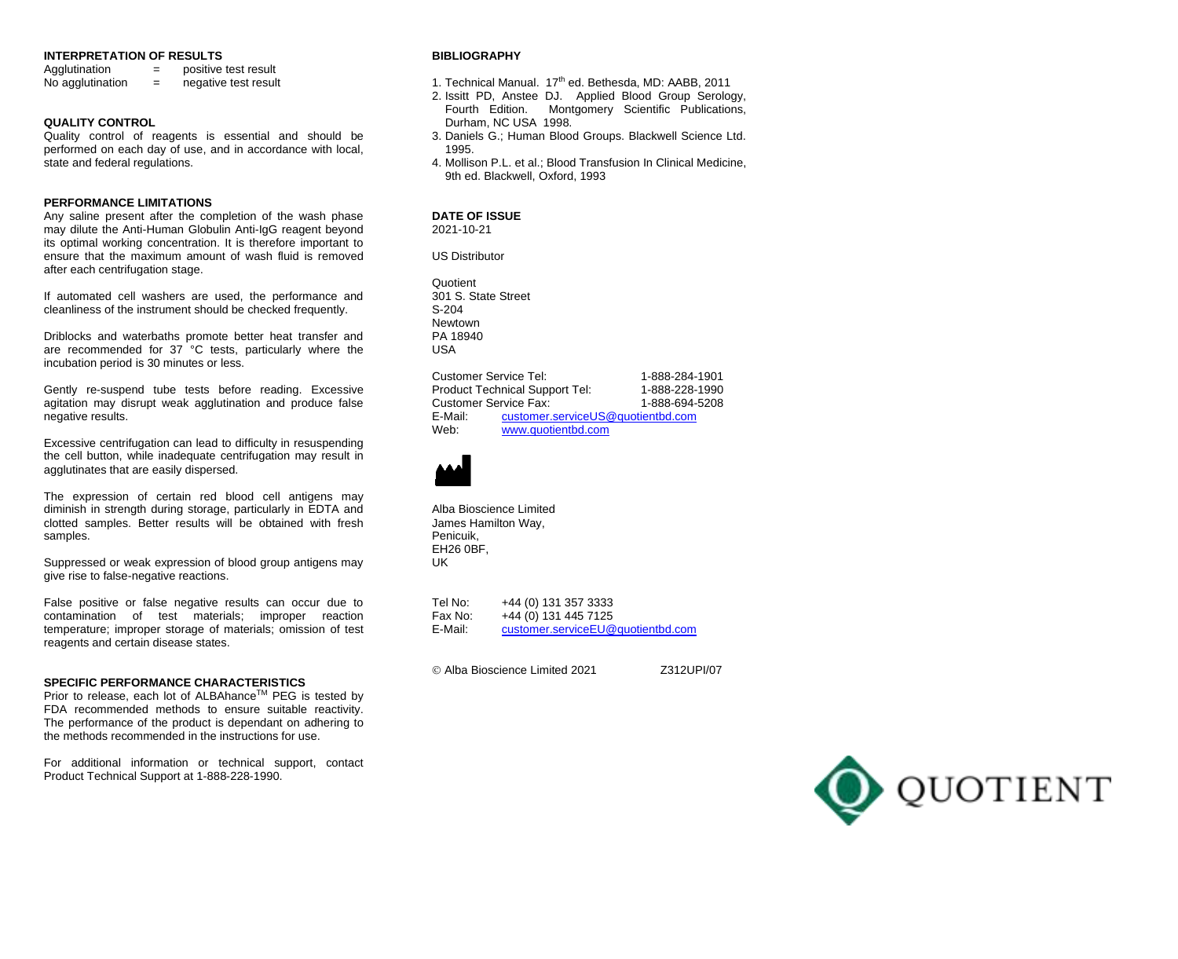## INTERPRETATION OF RESULTS

| | | |
|---|---|---|
| Agglutination | = | positive test result |
| No agglutination | = | negative test result |

## QUALITY CONTROL

Quality control of reagents is essential and should be performed on each day of use, and in accordance with local, state and federal regulations.

## PERFORMANCE LIMITATIONS

Any saline present after the completion of the wash phase may dilute the Anti-Human Globulin Anti-IgG reagent beyond its optimal working concentration. It is therefore important to ensure that the maximum amount of wash fluid is removed after each centrifugation stage.

If automated cell washers are used, the performance and cleanliness of the instrument should be checked frequently.

Driblocks and waterbaths promote better heat transfer and are recommended for 37 °C tests, particularly where the incubation period is 30 minutes or less.

Gently re-suspend tube tests before reading. Excessive agitation may disrupt weak agglutination and produce false negative results.

Excessive centrifugation can lead to difficulty in resuspending the cell button, while inadequate centrifugation may result in agglutinates that are easily dispersed.

The expression of certain red blood cell antigens may diminish in strength during storage, particularly in EDTA and clotted samples. Better results will be obtained with fresh samples.

Suppressed or weak expression of blood group antigens may give rise to false-negative reactions.

False positive or false negative results can occur due to contamination of test materials; improper reaction temperature; improper storage of materials; omission of test reagents and certain disease states.

## SPECIFIC PERFORMANCE CHARACTERISTICS

Prior to release, each lot of ALBAhance™ PEG is tested by FDA recommended methods to ensure suitable reactivity. The performance of the product is dependant on adhering to the methods recommended in the instructions for use.

For additional information or technical support, contact Product Technical Support at 1-888-228-1990.

## BIBLIOGRAPHY

1. Technical Manual. 17th ed. Bethesda, MD: AABB, 2011
2. Issitt PD, Anstee DJ. Applied Blood Group Serology, Fourth Edition. Montgomery Scientific Publications, Durham, NC USA 1998.
3. Daniels G.; Human Blood Groups. Blackwell Science Ltd. 1995.
4. Mollison P.L. et al.; Blood Transfusion In Clinical Medicine, 9th ed. Blackwell, Oxford, 1993

## DATE OF ISSUE

2021-10-21

US Distributor

Quotient
301 S. State Street
S-204
Newtown
PA 18940
USA

| | |
|---|---|
| Customer Service Tel: | 1-888-284-1901 |
| Product Technical Support Tel: | 1-888-228-1990 |
| Customer Service Fax: | 1-888-694-5208 |
| E-Mail: | customer.serviceUS@quotientbd.com |
| Web: | www.quotientbd.com |

Alba Bioscience Limited
James Hamilton Way,
Penicuik,
EH26 0BF,
UK

| | |
|---|---|
| Tel No: | +44 (0) 131 357 3333 |
| Fax No: | +44 (0) 131 445 7125 |
| E-Mail: | customer.serviceEU@quotientbd.com |

© Alba Bioscience Limited 2021 Z312UPI/07

QUOTIENT